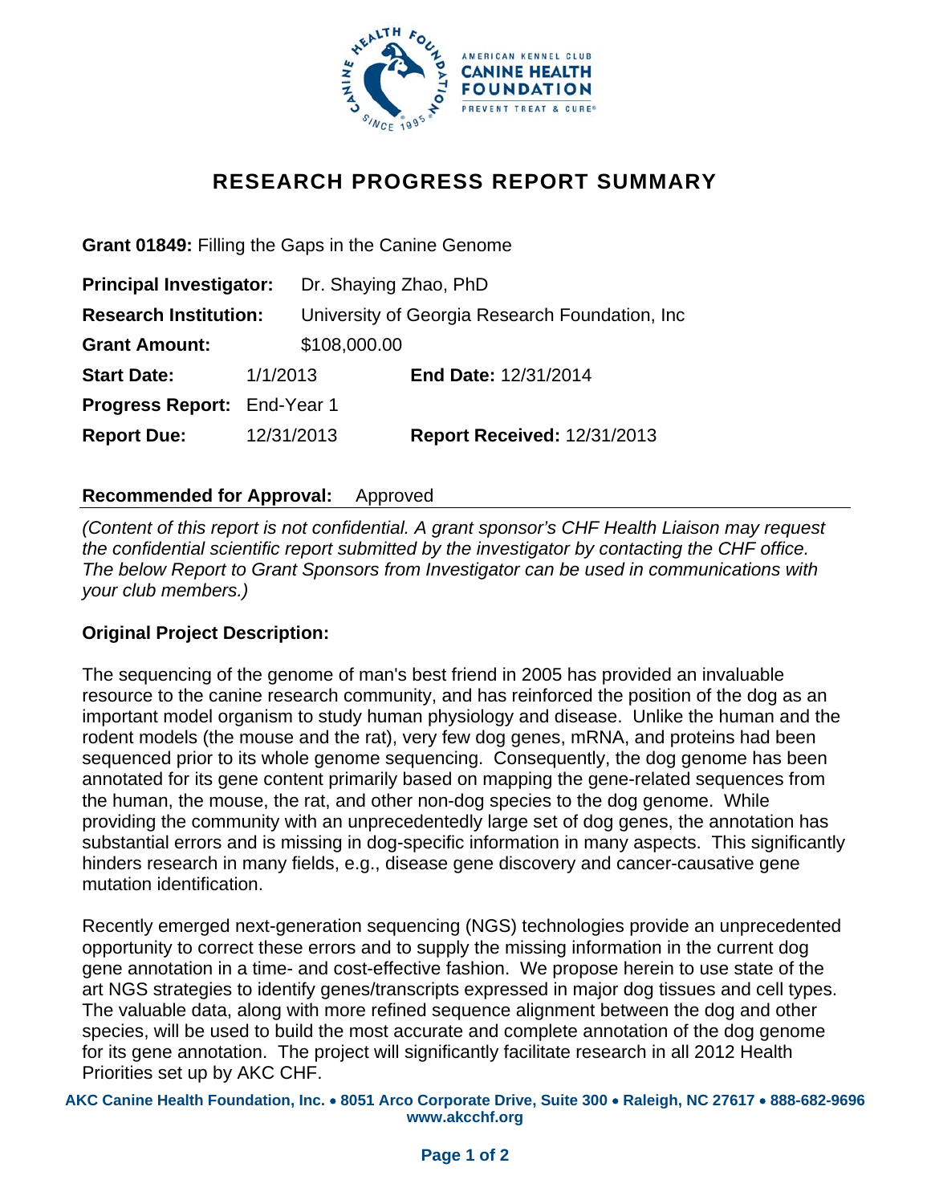# RESEARCH PROGRESS REPORT SUMMARY

**Grant 01849:** Filling the Gaps in the Canine Genome

**Principal Investigator:** Dr. Shaying Zhao, PhD

**Research Institution:** University of Georgia Research Foundation, Inc

**Grant Amount:** $108,000.00

**Start Date:** 1/1/2013 **End Date:** 12/31/2014

**Progress Report:** End-Year 1

**Report Due:** 12/31/2013 **Report Received:** 12/31/2013

**Recommended for Approval:** Approved

*(Content of this report is not confidential. A grant sponsor's CHF Health Liaison may request the confidential scientific report submitted by the investigator by contacting the CHF office. The below Report to Grant Sponsors from Investigator can be used in communications with your club members.)*

**Original Project Description:**

The sequencing of the genome of man's best friend in 2005 has provided an invaluable resource to the canine research community, and has reinforced the position of the dog as an important model organism to study human physiology and disease. Unlike the human and the rodent models (the mouse and the rat), very few dog genes, mRNA, and proteins had been sequenced prior to its whole genome sequencing. Consequently, the dog genome has been annotated for its gene content primarily based on mapping the gene-related sequences from the human, the mouse, the rat, and other non-dog species to the dog genome. While providing the community with an unprecedentedly large set of dog genes, the annotation has substantial errors and is missing in dog-specific information in many aspects. This significantly hinders research in many fields, e.g., disease gene discovery and cancer-causative gene mutation identification.

Recently emerged next-generation sequencing (NGS) technologies provide an unprecedented opportunity to correct these errors and to supply the missing information in the current dog gene annotation in a time- and cost-effective fashion. We propose herein to use state of the art NGS strategies to identify genes/transcripts expressed in major dog tissues and cell types. The valuable data, along with more refined sequence alignment between the dog and other species, will be used to build the most accurate and complete annotation of the dog genome for its gene annotation. The project will significantly facilitate research in all 2012 Health Priorities set up by AKC CHF.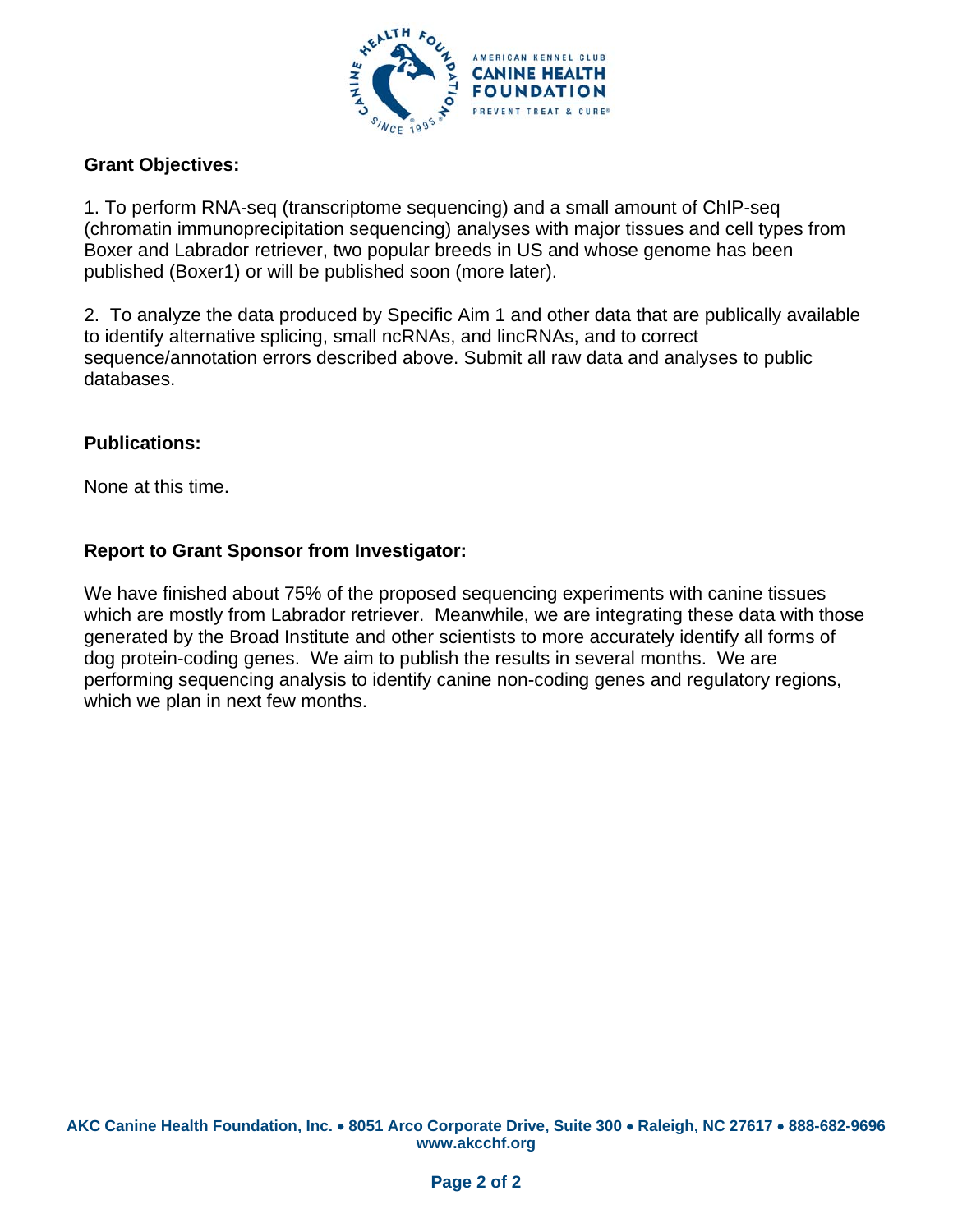**Grant Objectives:**

1. To perform RNA-seq (transcriptome sequencing) and a small amount of ChIP-seq (chromatin immunoprecipitation sequencing) analyses with major tissues and cell types from Boxer and Labrador retriever, two popular breeds in US and whose genome has been published (Boxer1) or will be published soon (more later).

2. To analyze the data produced by Specific Aim 1 and other data that are publically available to identify alternative splicing, small ncRNAs, and lincRNAs, and to correct sequence/annotation errors described above. Submit all raw data and analyses to public databases.

**Publications:**

None at this time.

**Report to Grant Sponsor from Investigator:**

We have finished about 75% of the proposed sequencing experiments with canine tissues which are mostly from Labrador retriever. Meanwhile, we are integrating these data with those generated by the Broad Institute and other scientists to more accurately identify all forms of dog protein-coding genes. We aim to publish the results in several months. We are performing sequencing analysis to identify canine non-coding genes and regulatory regions, which we plan in next few months.

**AKC Canine Health Foundation, Inc. • 8051 Arco Corporate Drive, Suite 300 • Raleigh, NC 27617 • 888-682-9696 www.akcchf.org**